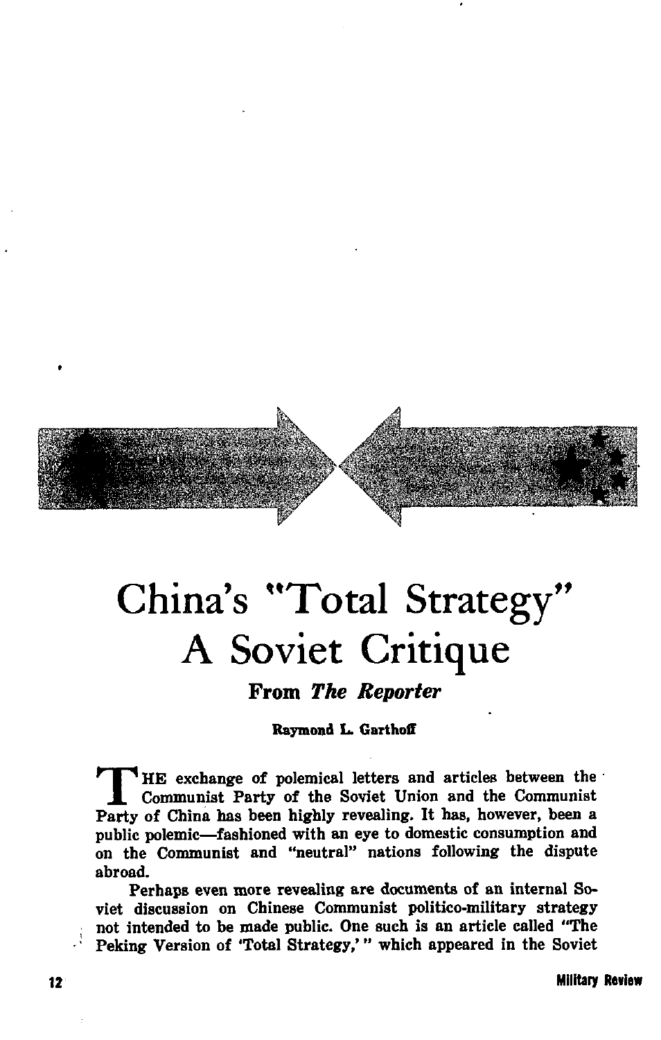# China's "Total Strategy" A Soviet Critique

### From *The Reporter*

**Raymond L. Garthoff**

THE exchange of polemical letters and articles between the Communist Party of the Soviet Union and the Communist Party of China has been highly revealing. It has, however, been a public polemic—fashioned with an eye to domestic consumption and on the Communist and "neutral" nations following the dispute abroad.

Perhaps even more revealing are documents of an internal Soviet discussion on Chinese Communist politico-military strategy not intended to be made public. One such is an article called "The Peking Version of 'Total Strategy,'" which appeared in the Soviet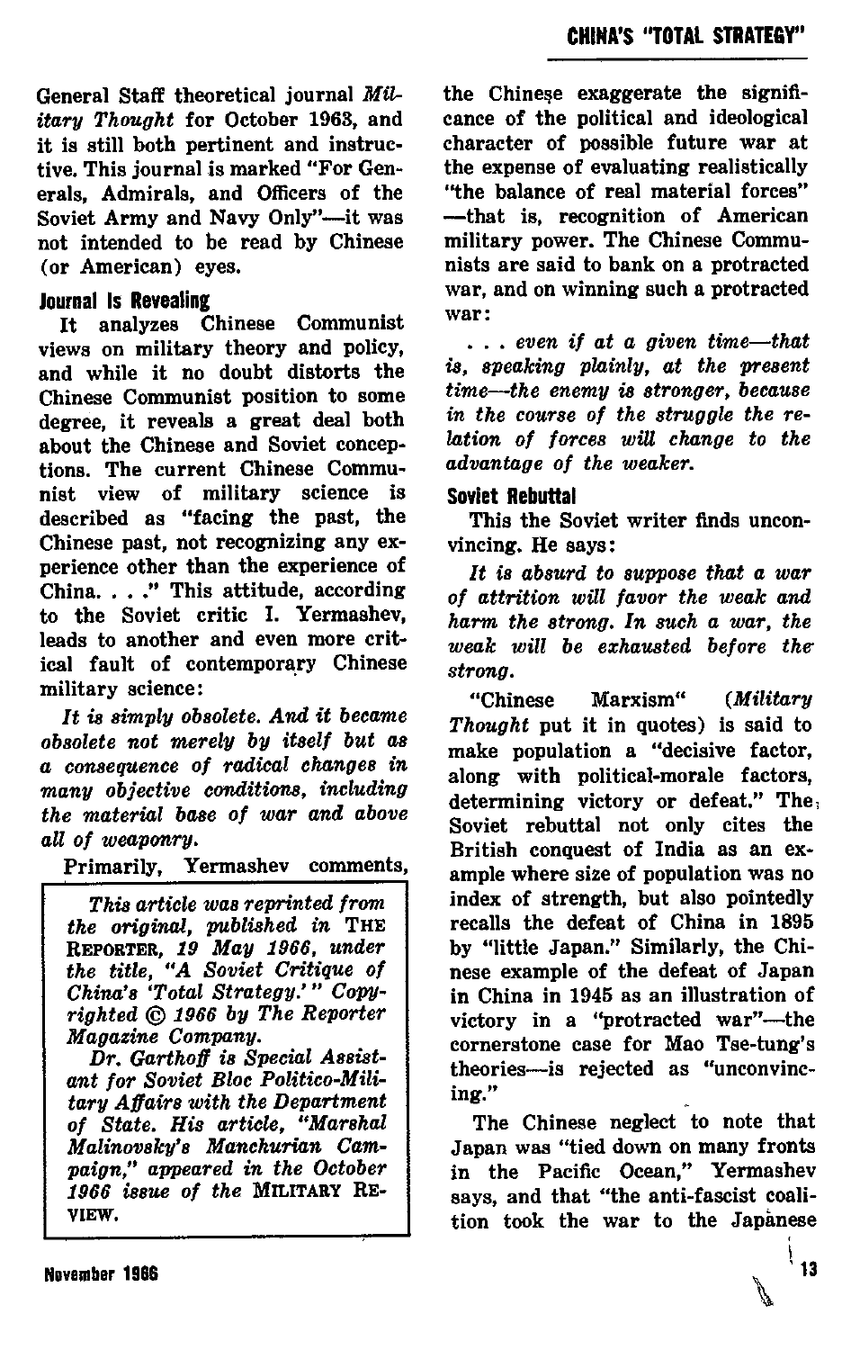General Staff theoretical journal *Military Thought* for October 1963, and it is still both pertinent and instructive. This journal is marked "For Generals, Admirals, and Officers of the Soviet Army and Navy Only"—it was not intended to be read by Chinese (or American) eyes.

### Journal Is Revealing

It analyzes Chinese Communist views on military theory and policy, and while it no doubt distorts the Chinese Communist position to some degree, it reveals a great deal both about the Chinese and Soviet conceptions. The current Chinese Communist view of military science is described as "facing the past, the Chinese past, not recognizing any experience other than the experience of China. . . ." This attitude, according to the Soviet critic I. Yermashev, leads to another and even more critical fault of contemporary Chinese military science:

*It is simply obsolete. And it became obsolete not merely by itself but as a consequence of radical changes in many objective conditions, including the material base of war and above all of weaponry.*

Primarily, Yermashev comments, the Chinese exaggerate the significance of the political and ideological character of possible future war at the expense of evaluating realistically "the balance of real material forces"—that is, recognition of American military power. The Chinese Communists are said to bank on a protracted war, and on winning such a protracted war:

*. . . even if at a given time—that is, speaking plainly, at the present time—the enemy is stronger, because in the course of the struggle the relation of forces will change to the advantage of the weaker.*

> *This article was reprinted from the original, published in* THE REPORTER, *19 May 1966, under the title, "A Soviet Critique of China's 'Total Strategy.'" Copyrighted © 1966 by The Reporter Magazine Company.*
>
> *Dr. Garthoff is Special Assistant for Soviet Bloc Politico-Military Affairs with the Department of State. His article, "Marshal Malinovsky's Manchurian Campaign," appeared in the October 1966 issue of the* MILITARY REVIEW.

### Soviet Rebuttal

This the Soviet writer finds unconvincing. He says:

*It is absurd to suppose that a war of attrition will favor the weak and harm the strong. In such a war, the weak will be exhausted before the strong.*

"Chinese Marxism" (*Military Thought* put it in quotes) is said to make population a "decisive factor, along with political-morale factors, determining victory or defeat." The Soviet rebuttal not only cites the British conquest of India as an example where size of population was no index of strength, but also pointedly recalls the defeat of China in 1895 by "little Japan." Similarly, the Chinese example of the defeat of Japan in China in 1945 as an illustration of victory in a "protracted war"—the cornerstone case for Mao Tse-tung's theories—is rejected as "unconvincing."

The Chinese neglect to note that Japan was "tied down on many fronts in the Pacific Ocean," Yermashev says, and that "the anti-fascist coalition took the war to the Japanese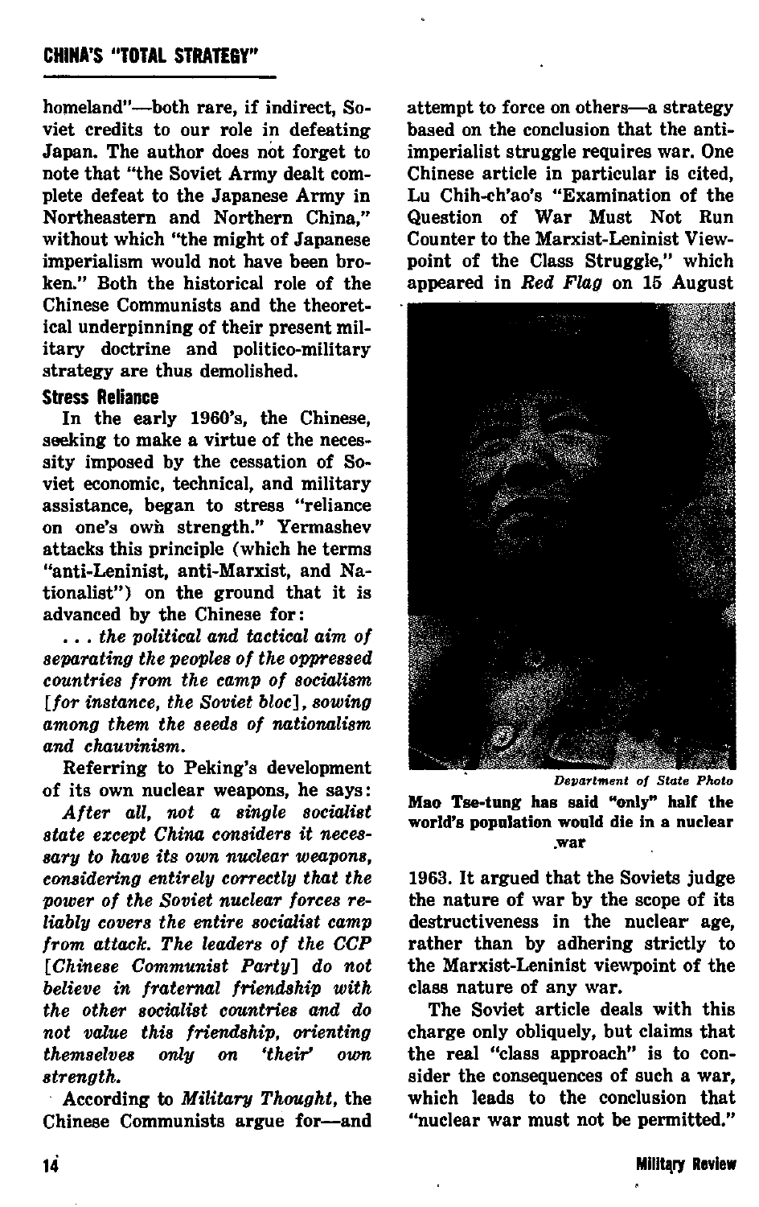homeland"—both rare, if indirect, Soviet credits to our role in defeating Japan. The author does not forget to note that "the Soviet Army dealt complete defeat to the Japanese Army in Northeastern and Northern China," without which "the might of Japanese imperialism would not have been broken." Both the historical role of the Chinese Communists and the theoretical underpinning of their present military doctrine and politico-military strategy are thus demolished.

### Stress Reliance

In the early 1960's, the Chinese, seeking to make a virtue of the necessity imposed by the cessation of Soviet economic, technical, and military assistance, began to stress "reliance on one's own strength." Yermashev attacks this principle (which he terms "anti-Leninist, anti-Marxist, and Nationalist") on the ground that it is advanced by the Chinese for:

> *. . . the political and tactical aim of separating the peoples of the oppressed countries from the camp of socialism [for instance, the Soviet bloc], sowing among them the seeds of nationalism and chauvinism.*

Referring to Peking's development of its own nuclear weapons, he says:

> *After all, not a single socialist state except China considers it necessary to have its own nuclear weapons, considering entirely correctly that the power of the Soviet nuclear forces reliably covers the entire socialist camp from attack. The leaders of the CCP [Chinese Communist Party] do not believe in fraternal friendship with the other socialist countries and do not value this friendship, orienting themselves only on 'their' own strength.*

According to *Military Thought*, the Chinese Communists argue for—and attempt to force on others—a strategy based on the conclusion that the anti-imperialist struggle requires war. One Chinese article in particular is cited, Lu Chih-ch'ao's "Examination of the Question of War Must Not Run Counter to the Marxist-Leninist Viewpoint of the Class Struggle," which appeared in *Red Flag* on 15 August 1963. It argued that the Soviets judge the nature of war by the scope of its destructiveness in the nuclear age, rather than by adhering strictly to the Marxist-Leninist viewpoint of the class nature of any war.

*Department of State Photo*

**Mao Tse-tung has said "only" half the world's population would die in a nuclear war**

The Soviet article deals with this charge only obliquely, but claims that the real "class approach" is to consider the consequences of such a war, which leads to the conclusion that "nuclear war must not be permitted."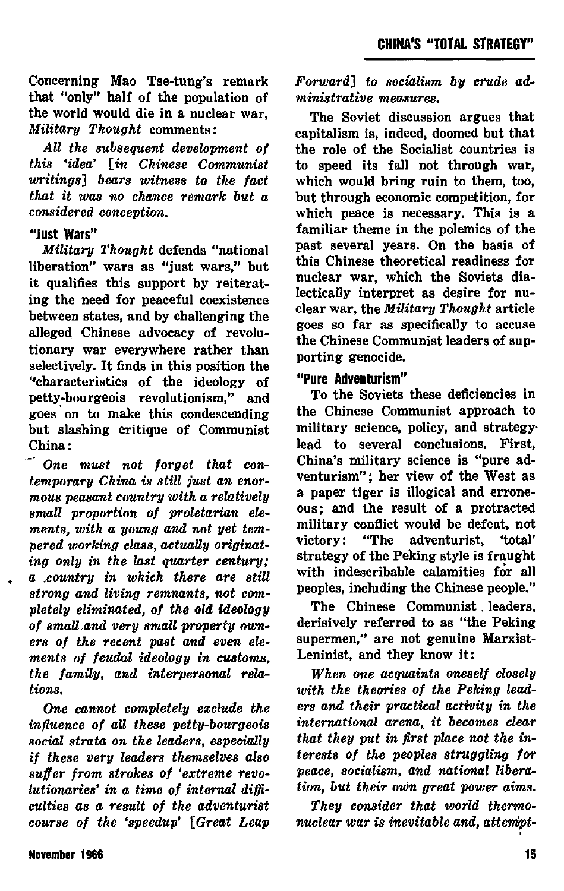Concerning Mao Tse-tung's remark that "only" half of the population of the world would die in a nuclear war, *Military Thought* comments:

*All the subsequent development of this 'idea'* [*in Chinese Communist writings*] *bears witness to the fact that it was no chance remark but a considered conception.*

### "Just Wars"

*Military Thought* defends "national liberation" wars as "just wars," but it qualifies this support by reiterating the need for peaceful coexistence between states, and by challenging the alleged Chinese advocacy of revolutionary war everywhere rather than selectively. It finds in this position the "characteristics of the ideology of petty-bourgeois revolutionism," and goes on to make this condescending but slashing critique of Communist China:

*One must not forget that contemporary China is still just an enormous peasant country with a relatively small proportion of proletarian elements, with a young and not yet tempered working class, actually originating only in the last quarter century; a country in which there are still strong and living remnants, not completely eliminated, of the old ideology of small and very small property owners of the recent past and even elements of feudal ideology in customs, the family, and interpersonal relations.*

*One cannot completely exclude the influence of all these petty-bourgeois social strata on the leaders, especially if these very leaders themselves also suffer from strokes of 'extreme revolutionaries' in a time of internal difficulties as a result of the adventurist course of the 'speedup'* [*Great Leap Forward*] *to socialism by crude administrative measures.*

The Soviet discussion argues that capitalism is, indeed, doomed but that the role of the Socialist countries is to speed its fall not through war, which would bring ruin to them, too, but through economic competition, for which peace is necessary. This is a familiar theme in the polemics of the past several years. On the basis of this Chinese theoretical readiness for nuclear war, which the Soviets dialectically interpret as desire for nuclear war, the *Military Thought* article goes so far as specifically to accuse the Chinese Communist leaders of supporting genocide.

### "Pure Adventurism"

To the Soviets these deficiencies in the Chinese Communist approach to military science, policy, and strategy lead to several conclusions. First, China's military science is "pure adventurism"; her view of the West as a paper tiger is illogical and erroneous; and the result of a protracted military conflict would be defeat, not victory: "The adventurist, 'total' strategy of the Peking style is fraught with indescribable calamities for all peoples, including the Chinese people."

The Chinese Communist leaders, derisively referred to as "the Peking supermen," are not genuine Marxist-Leninist, and they know it:

*When one acquaints oneself closely with the theories of the Peking leaders and their practical activity in the international arena, it becomes clear that they put in first place not the interests of the peoples struggling for peace, socialism, and national liberation, but their own great power aims.*

*They consider that world thermonuclear war is inevitable and, attempt-*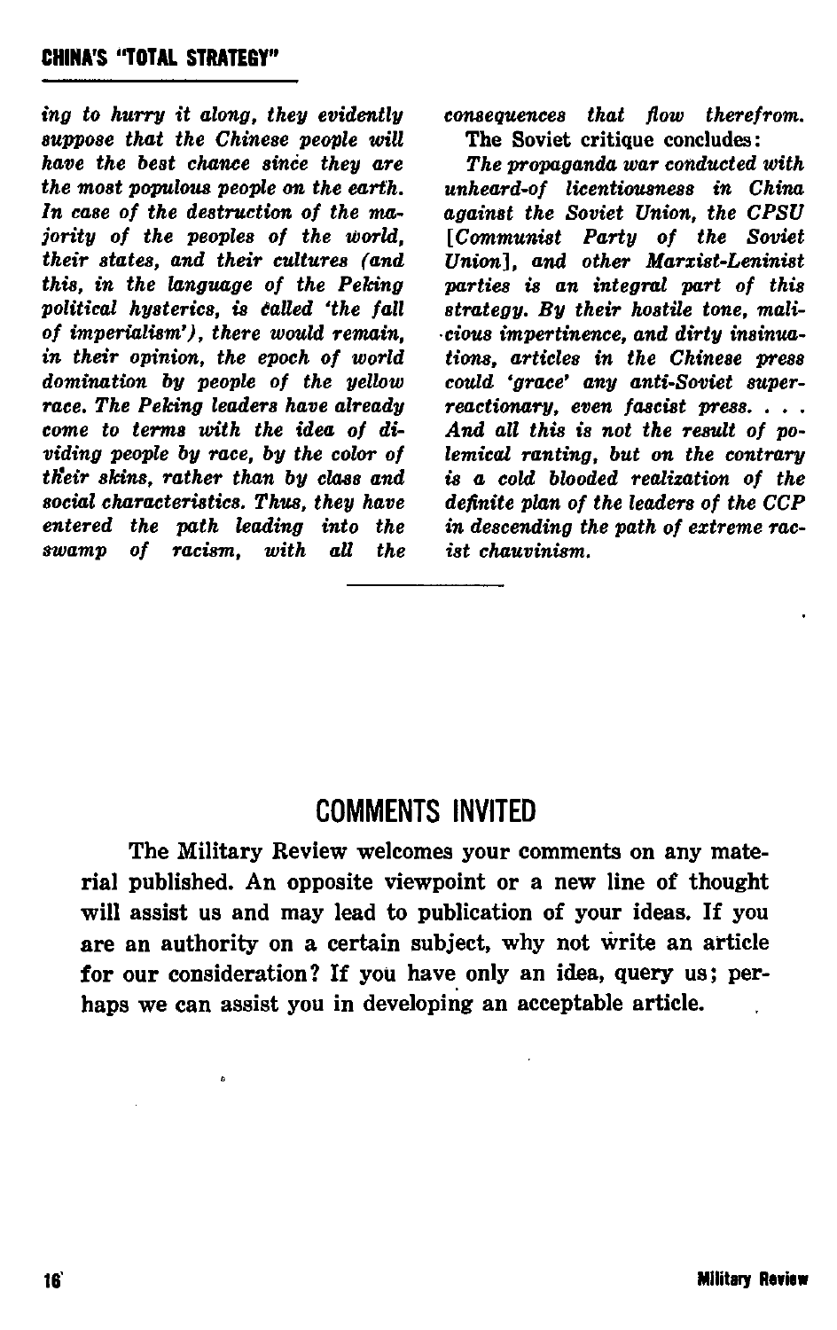*ing to hurry it along, they evidently suppose that the Chinese people will have the best chance since they are the most populous people on the earth. In case of the destruction of the majority of the peoples of the world, their states, and their cultures (and this, in the language of the Peking political hysterics, is called 'the fall of imperialism'), there would remain, in their opinion, the epoch of world domination by people of the yellow race. The Peking leaders have already come to terms with the idea of dividing people by race, by the color of their skins, rather than by class and social characteristics. Thus, they have entered the path leading into the swamp of racism, with all the consequences that flow therefrom.*

The Soviet critique concludes:

*The propaganda war conducted with unheard-of licentiousness in China against the Soviet Union, the CPSU [Communist Party of the Soviet Union], and other Marxist-Leninist parties is an integral part of this strategy. By their hostile tone, malicious impertinence, and dirty insinuations, articles in the Chinese press could 'grace' any anti-Soviet super-reactionary, even fascist press. . . . And all this is not the result of polemical ranting, but on the contrary is a cold blooded realization of the definite plan of the leaders of the CCP in descending the path of extreme racist chauvinism.*

---

## COMMENTS INVITED

The Military Review welcomes your comments on any material published. An opposite viewpoint or a new line of thought will assist us and may lead to publication of your ideas. If you are an authority on a certain subject, why not write an article for our consideration? If you have only an idea, query us; perhaps we can assist you in developing an acceptable article.